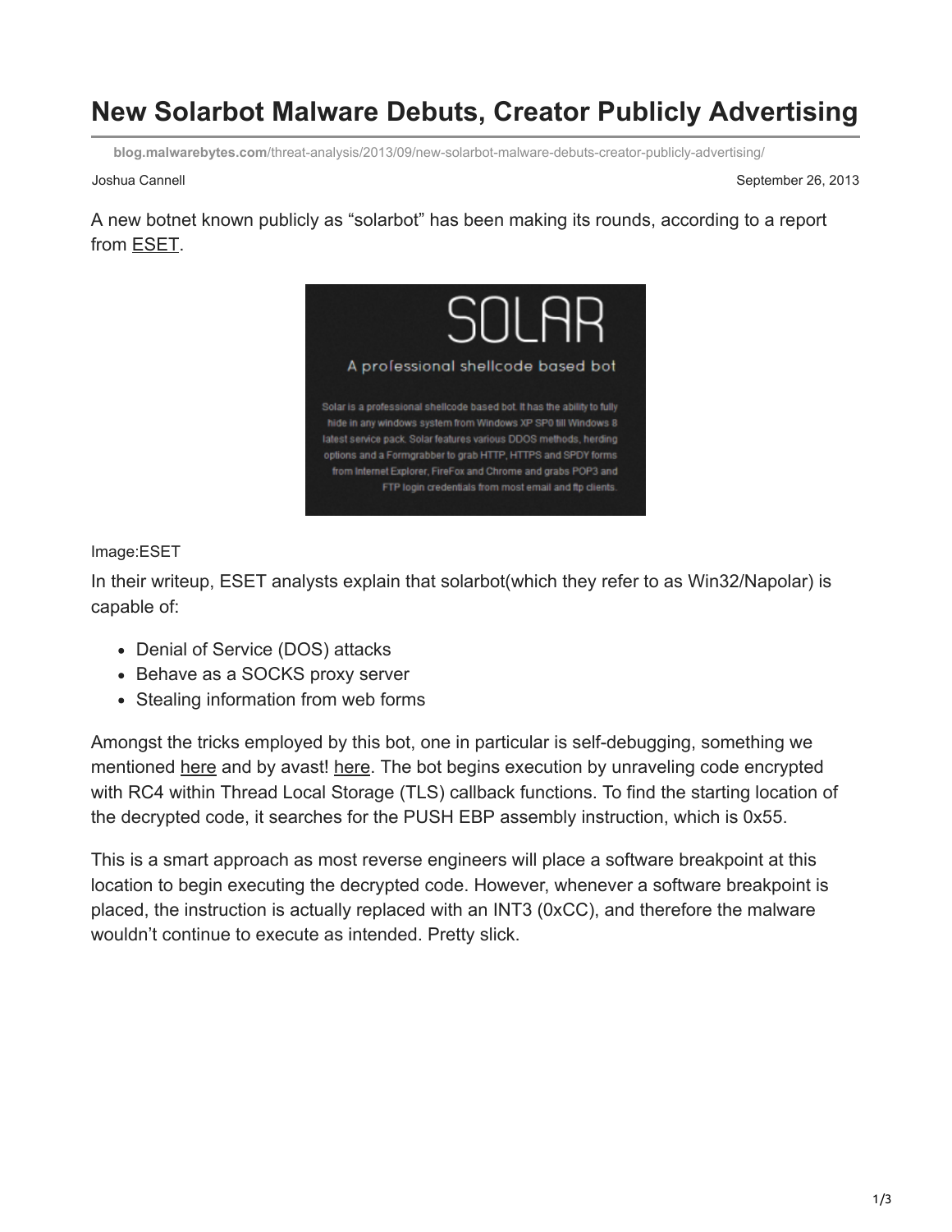# New Solarbot Malware Debuts, Creator Publicly Advertising

blog.malwarebytes.com/threat-analysis/2013/09/new-solarbot-malware-debuts-creator-publicly-advertising/

Joshua Cannell

September 26, 2013

A new botnet known publicly as "solarbot" has been making its rounds, according to a report from ESET.

Image:ESET

In their writeup, ESET analysts explain that solarbot(which they refer to as Win32/Napolar) is capable of:

- Denial of Service (DOS) attacks
- Behave as a SOCKS proxy server
- Stealing information from web forms

Amongst the tricks employed by this bot, one in particular is self-debugging, something we mentioned here and by avast! here. The bot begins execution by unraveling code encrypted with RC4 within Thread Local Storage (TLS) callback functions. To find the starting location of the decrypted code, it searches for the PUSH EBP assembly instruction, which is 0x55.

This is a smart approach as most reverse engineers will place a software breakpoint at this location to begin executing the decrypted code. However, whenever a software breakpoint is placed, the instruction is actually replaced with an INT3 (0xCC), and therefore the malware wouldn't continue to execute as intended. Pretty slick.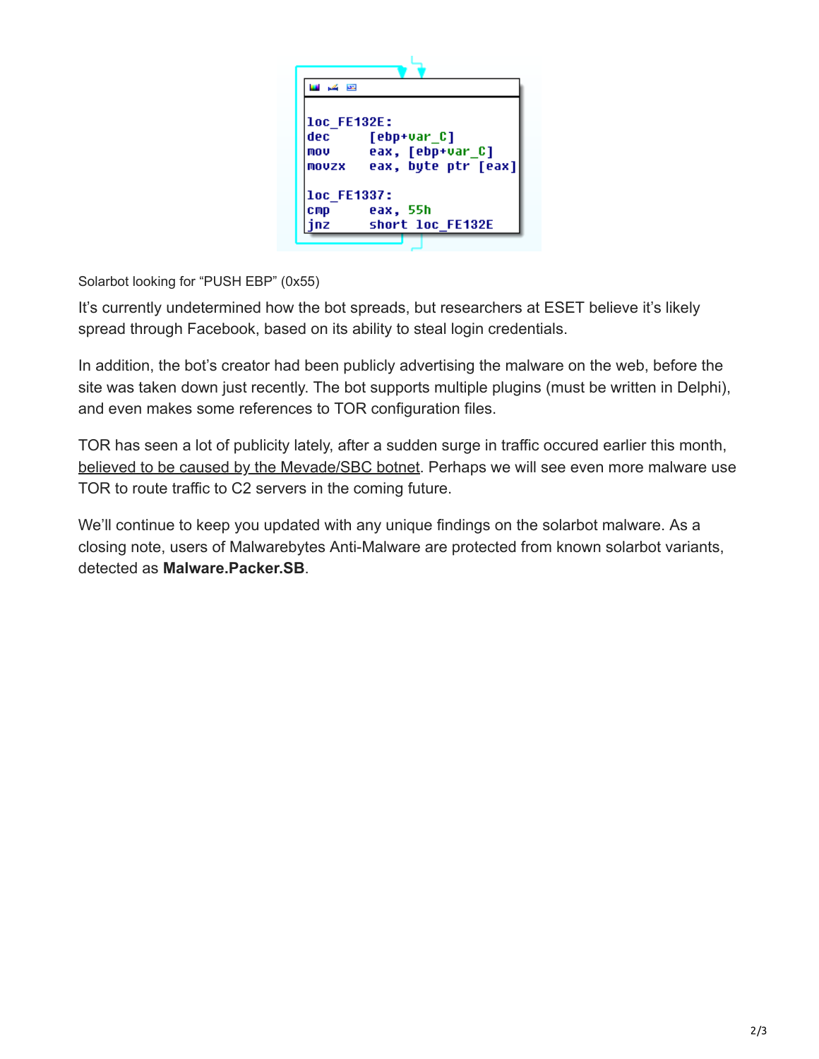```
loc_FE132E:
dec     [ebp+var_C]
mov     eax, [ebp+var_C]
movzx   eax, byte ptr [eax]

loc_FE1337:
cmp     eax, 55h
jnz     short loc_FE132E
```

Solarbot looking for "PUSH EBP" (0x55)

It's currently undetermined how the bot spreads, but researchers at ESET believe it's likely spread through Facebook, based on its ability to steal login credentials.

In addition, the bot's creator had been publicly advertising the malware on the web, before the site was taken down just recently. The bot supports multiple plugins (must be written in Delphi), and even makes some references to TOR configuration files.

TOR has seen a lot of publicity lately, after a sudden surge in traffic occured earlier this month, believed to be caused by the Mevade/SBC botnet. Perhaps we will see even more malware use TOR to route traffic to C2 servers in the coming future.

We'll continue to keep you updated with any unique findings on the solarbot malware. As a closing note, users of Malwarebytes Anti-Malware are protected from known solarbot variants, detected as **Malware.Packer.SB**.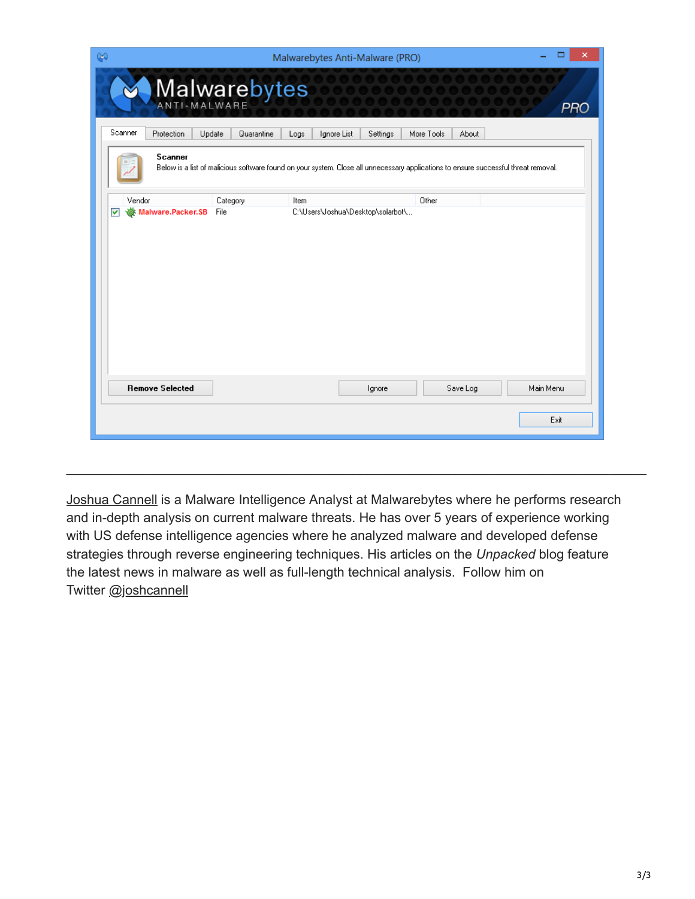---

Joshua Cannell is a Malware Intelligence Analyst at Malwarebytes where he performs research and in-depth analysis on current malware threats. He has over 5 years of experience working with US defense intelligence agencies where he analyzed malware and developed defense strategies through reverse engineering techniques. His articles on the *Unpacked* blog feature the latest news in malware as well as full-length technical analysis. Follow him on Twitter @joshcannell